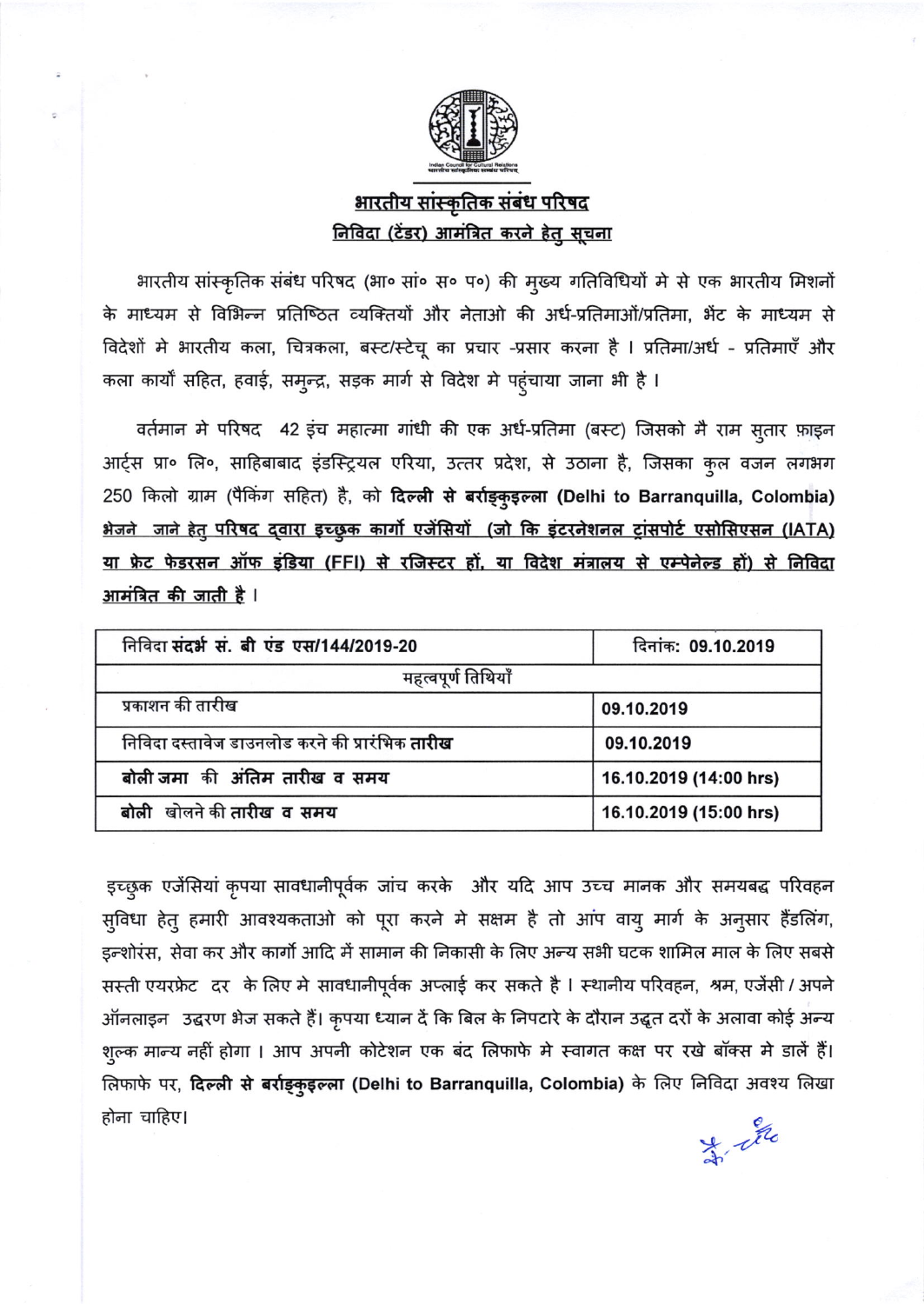## भारतीय सांस्कृतिक संबंध परिषद

### निविदा (टेंडर) आमंत्रित करने हेतु सूचना

भारतीय सांस्कृतिक संबंध परिषद (भा० सां० स० प०) की मुख्य गतिविधियों मे से एक भारतीय मिशनों के माध्यम से विभिन्न प्रतिष्ठित व्यक्तियों और नेताओ की अर्ध-प्रतिमाओं/प्रतिमा, भेंट के माध्यम से विदेशों मे भारतीय कला, चित्रकला, बस्ट/स्टेचू का प्रचार -प्रसार करना है । प्रतिमा/अर्ध - प्रतिमाएँ और कला कार्यों सहित, हवाई, समुन्द्र, सड़क मार्ग से विदेश मे पहुंचाया जाना भी है ।

वर्तमान मे परिषद 42 इंच महात्मा गांधी की एक अर्ध-प्रतिमा (बस्ट) जिसको मै राम सुतार फ़ाइन आर्ट्स प्रा० लि०, साहिबाबाद इंडस्ट्रियल एरिया, उत्तर प्रदेश, से उठाना है, जिसका कुल वजन लगभग 250 किलो ग्राम (पैकिंग सहित) है, को **दिल्ली से बर्राङ्क्वइल्ला (Delhi to Barranquilla, Colombia)** **भेजने जाने हेतु परिषद द्वारा इच्छुक कार्गो एजेंसियों (जो कि इंटरनेशनल ट्रांसपोर्ट एसोसिएसन (IATA) या फ्रेट फेडरसन ऑफ इंडिया (FFI) से रजिस्टर हों, या विदेश मंत्रालय से एम्पेनेल्ड हों) से निविदा आमंत्रित की जाती है** ।

| निविदा **संदर्भ सं. बी एंड एस/144/2019-20** | दिनांक: **09.10.2019** |
|---|---|
| महत्वपूर्ण तिथियाँ | |
| प्रकाशन की तारीख | 09.10.2019 |
| निविदा दस्तावेज डाउनलोड करने की प्रारंभिक **तारीख** | 09.10.2019 |
| **बोली जमा की अंतिम तारीख व समय** | 16.10.2019 (14:00 hrs) |
| **बोली** खोलने की **तारीख व समय** | 16.10.2019 (15:00 hrs) |

इच्छुक एजेंसियां कृपया सावधानीपूर्वक जांच करके और यदि आप उच्च मानक और समयबद्ध परिवहन सुविधा हेतु हमारी आवश्यकताओ को पूरा करने मे सक्षम है तो आप वायु मार्ग के अनुसार हैंडलिंग, इन्शोरंस, सेवा कर और कार्गो आदि में सामान की निकासी के लिए अन्य सभी घटक शामिल माल के लिए सबसे सस्ती एयरफ्रेट दर के लिए मे सावधानीपूर्वक अप्लाई कर सकते है । स्थानीय परिवहन, श्रम, एजेंसी / अपने ऑनलाइन उद्धरण भेज सकते हैं। कृपया ध्यान दें कि बिल के निपटारे के दौरान उद्धृत दरों के अलावा कोई अन्य शुल्क मान्य नहीं होगा । आप अपनी कोटेशन एक बंद लिफाफे मे स्वागत कक्ष पर रखे बॉक्स मे डालें हैं। लिफाफे पर, **दिल्ली से बर्राङ्क्वइल्ला (Delhi to Barranquilla, Colombia)** के लिए निविदा अवश्य लिखा होना चाहिए।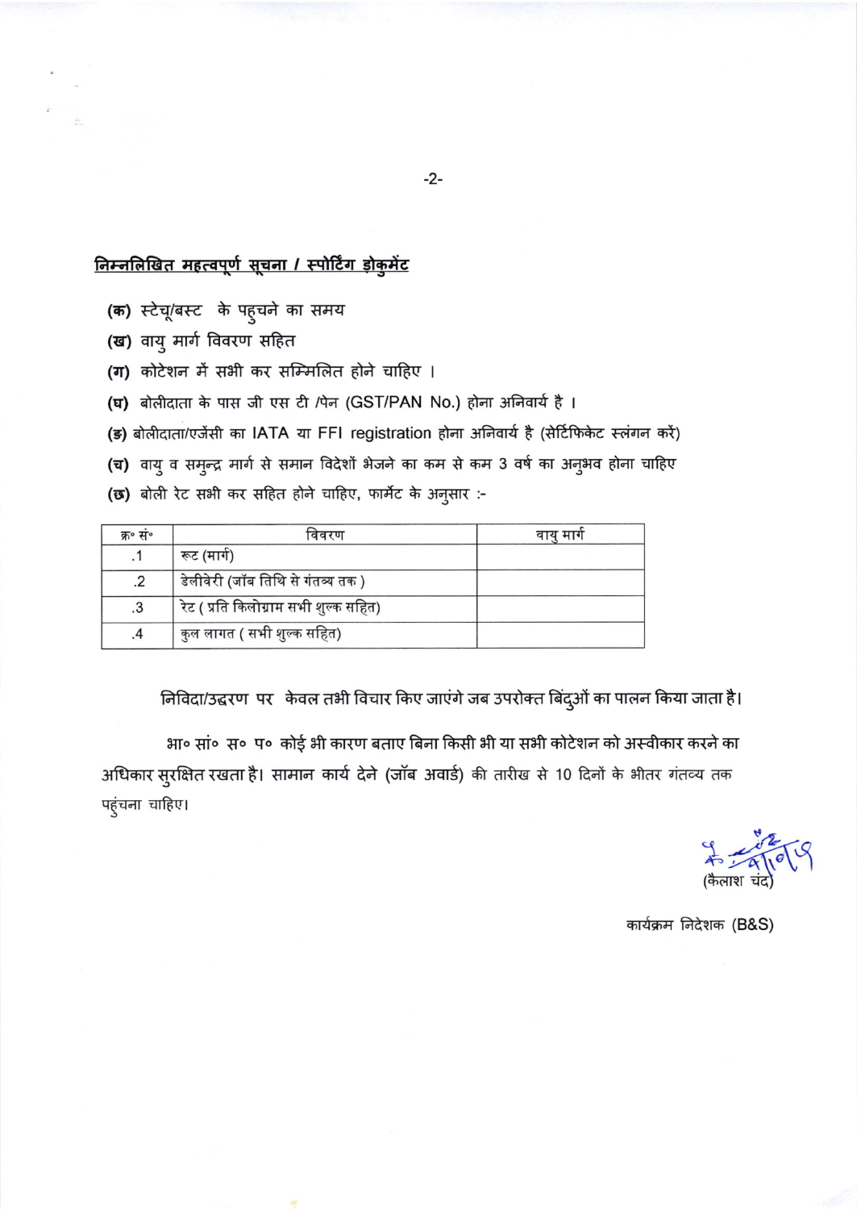**<u>निम्नलिखित महत्वपूर्ण सूचना / स्पोर्टिंग डोकुमेंट</u>**

**(क)** स्टेचू/बस्ट के पहुचने का समय

**(ख)** वायु मार्ग विवरण सहित

**(ग)** कोटेशन में सभी कर सम्मिलित होने चाहिए ।

**(घ)** बोलीदाता के पास जी एस टी /पेन (GST/PAN No.) होना अनिवार्य है ।

**(ङ)** बोलीदाता/एजेंसी का IATA या FFI registration होना अनिवार्य है (सेर्टिफिकेट स्लंगन करें)

**(च)** वायु व समुन्द्र मार्ग से समान विदेशों भेजने का कम से कम 3 वर्ष का अनुभव होना चाहिए

**(छ)** बोली रेट सभी कर सहित होने चाहिए, फार्मेट के अनुसार :-

| क्र० सं० | विवरण | वायु मार्ग |
|---|---|---|
| .1 | रूट (मार्ग) | |
| .2 | डेलीवेरी (जॉब तिथि से गंतव्य तक ) | |
| .3 | रेट ( प्रति किलोग्राम सभी शुल्क सहित) | |
| .4 | कुल लागत ( सभी शुल्क सहित) | |

निविदा/उद्धरण पर केवल तभी विचार किए जाएंगे जब उपरोक्त बिंदुओं का पालन किया जाता है।

भा० सां० स० प० कोई भी कारण बताए बिना किसी भी या सभी कोटेशन को अस्वीकार करने का अधिकार सुरक्षित रखता है। सामान कार्य देने (जॉब अवार्ड) की तारीख से 10 दिनों के भीतर गंतव्य तक पहुंचना चाहिए।

(कैलाश चंद)

कार्यक्रम निदेशक (B&S)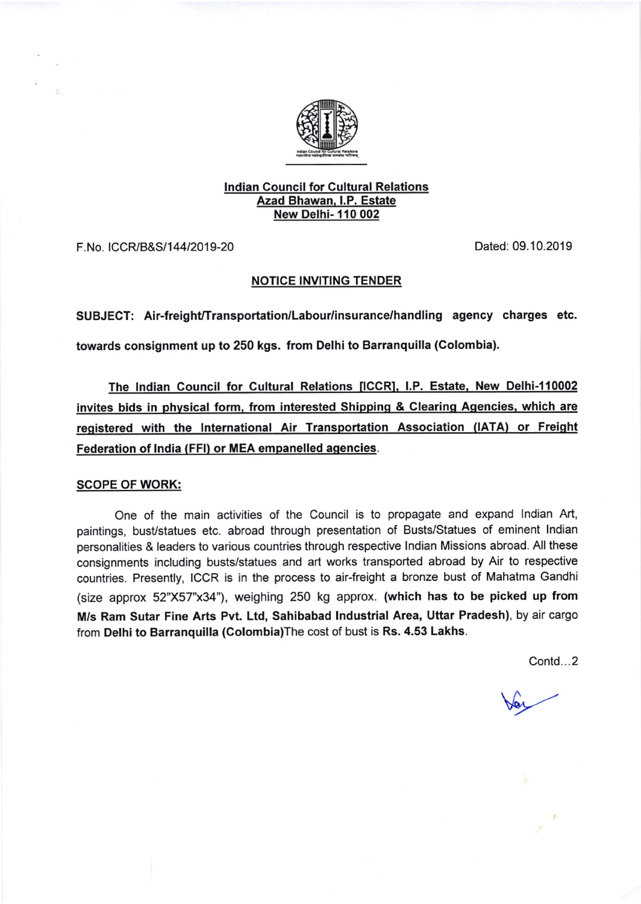**Indian Council for Cultural Relations**
**Azad Bhawan, I.P. Estate**
**New Delhi- 110 002**

F.No. ICCR/B&S/144/2019-20 Dated: 09.10.2019

## NOTICE INVITING TENDER

**SUBJECT: Air-freight/Transportation/Labour/insurance/handling agency charges etc. towards consignment up to 250 kgs. from Delhi to Barranquilla (Colombia).**

**The Indian Council for Cultural Relations [ICCR], I.P. Estate, New Delhi-110002 invites bids in physical form, from interested Shipping & Clearing Agencies, which are registered with the International Air Transportation Association (IATA) or Freight Federation of India (FFI) or MEA empanelled agencies.**

**SCOPE OF WORK:**

One of the main activities of the Council is to propagate and expand Indian Art, paintings, bust/statues etc. abroad through presentation of Busts/Statues of eminent Indian personalities & leaders to various countries through respective Indian Missions abroad. All these consignments including busts/statues and art works transported abroad by Air to respective countries. Presently, ICCR is in the process to air-freight a bronze bust of Mahatma Gandhi (size approx 52"X57"x34"), weighing 250 kg approx. **(which has to be picked up from M/s Ram Sutar Fine Arts Pvt. Ltd, Sahibabad Industrial Area, Uttar Pradesh)**, by air cargo from **Delhi to Barranquilla (Colombia)**The cost of bust is **Rs. 4.53 Lakhs**.

Contd...2